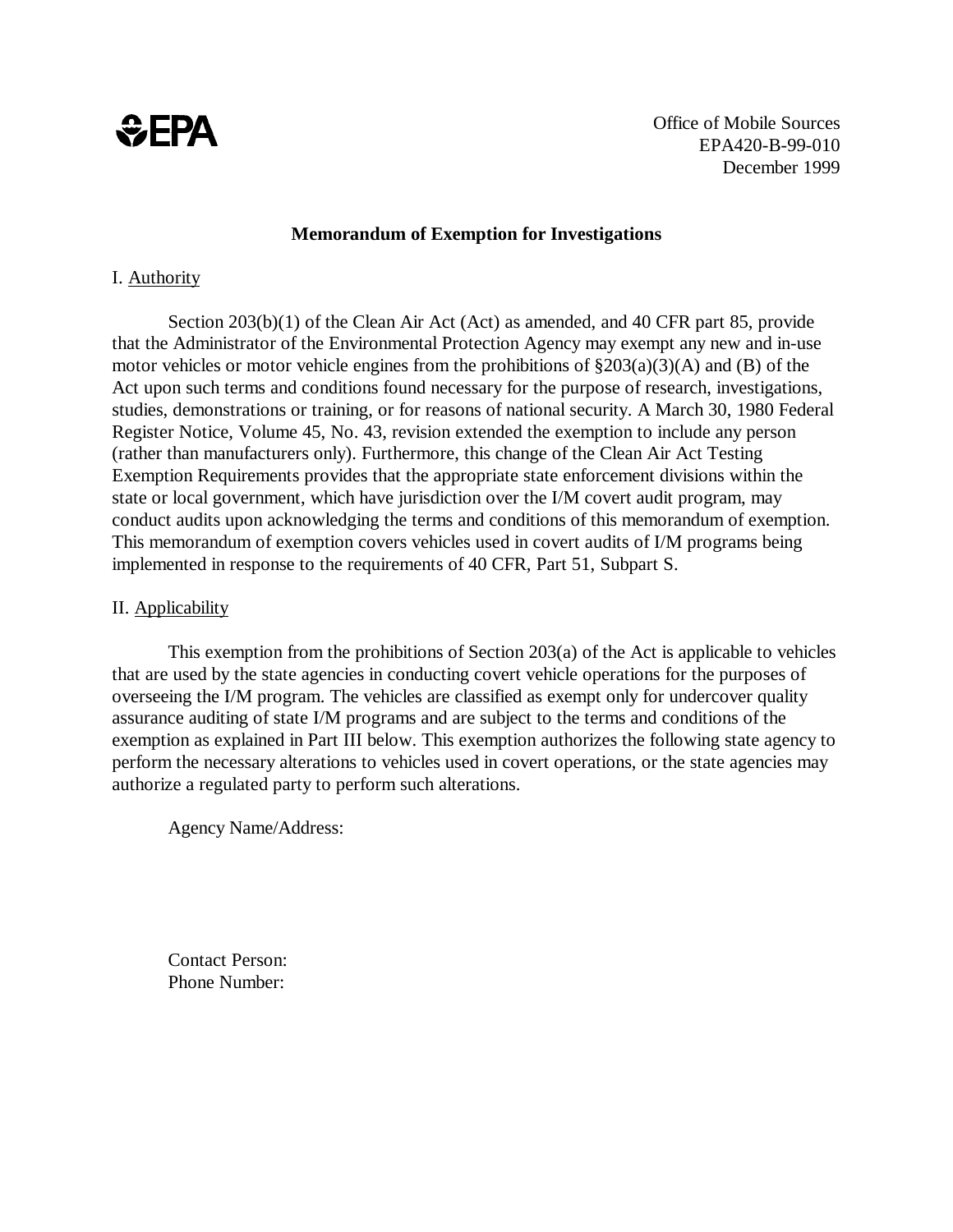EPA

Office of Mobile Sources
EPA420-B-99-010
December 1999

**Memorandum of Exemption for Investigations**

I. Authority

Section 203(b)(1) of the Clean Air Act (Act) as amended, and 40 CFR part 85, provide that the Administrator of the Environmental Protection Agency may exempt any new and in-use motor vehicles or motor vehicle engines from the prohibitions of §203(a)(3)(A) and (B) of the Act upon such terms and conditions found necessary for the purpose of research, investigations, studies, demonstrations or training, or for reasons of national security. A March 30, 1980 Federal Register Notice, Volume 45, No. 43, revision extended the exemption to include any person (rather than manufacturers only). Furthermore, this change of the Clean Air Act Testing Exemption Requirements provides that the appropriate state enforcement divisions within the state or local government, which have jurisdiction over the I/M covert audit program, may conduct audits upon acknowledging the terms and conditions of this memorandum of exemption. This memorandum of exemption covers vehicles used in covert audits of I/M programs being implemented in response to the requirements of 40 CFR, Part 51, Subpart S.

II. Applicability

This exemption from the prohibitions of Section 203(a) of the Act is applicable to vehicles that are used by the state agencies in conducting covert vehicle operations for the purposes of overseeing the I/M program. The vehicles are classified as exempt only for undercover quality assurance auditing of state I/M programs and are subject to the terms and conditions of the exemption as explained in Part III below. This exemption authorizes the following state agency to perform the necessary alterations to vehicles used in covert operations, or the state agencies may authorize a regulated party to perform such alterations.

Agency Name/Address:

Contact Person:
Phone Number: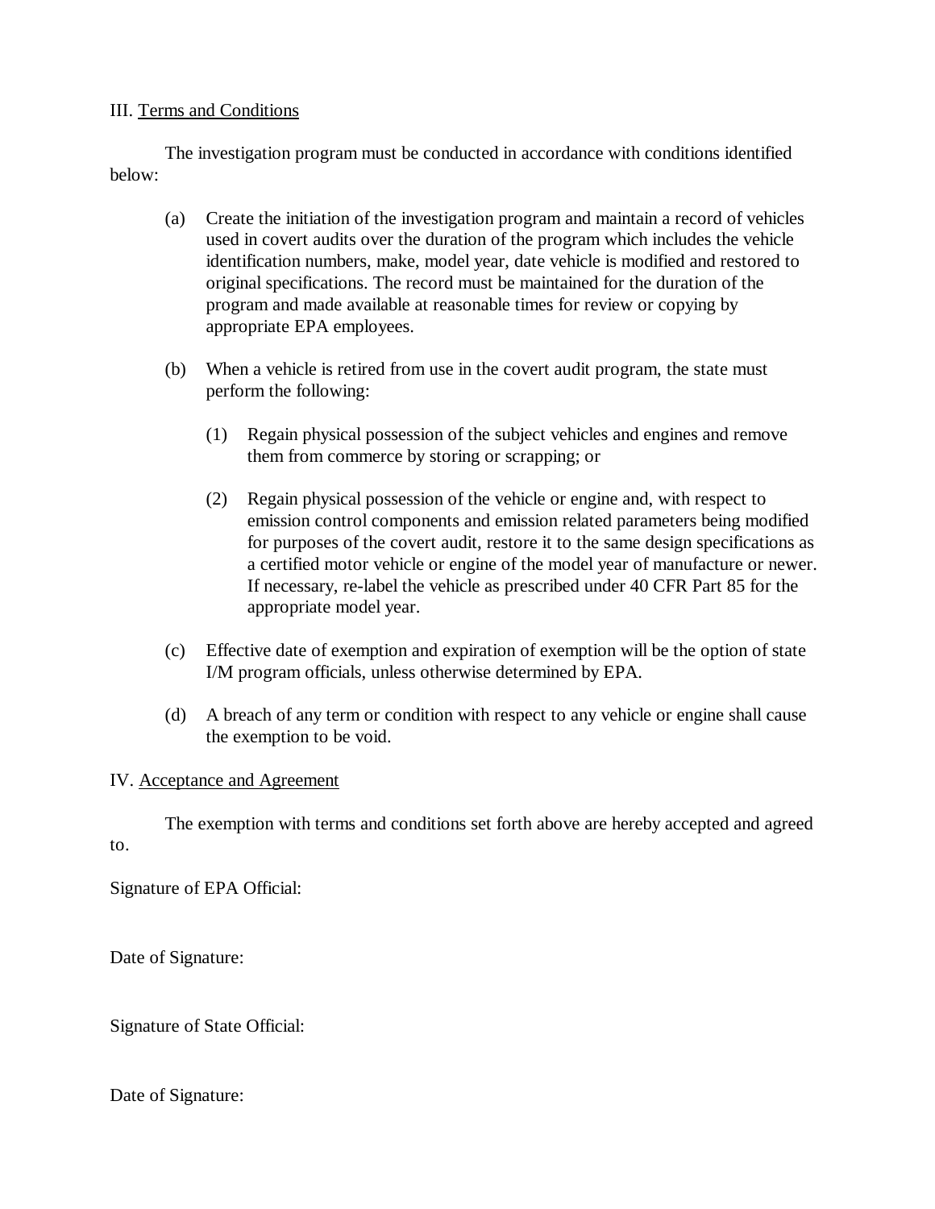## III. Terms and Conditions

The investigation program must be conducted in accordance with conditions identified below:

(a) Create the initiation of the investigation program and maintain a record of vehicles used in covert audits over the duration of the program which includes the vehicle identification numbers, make, model year, date vehicle is modified and restored to original specifications. The record must be maintained for the duration of the program and made available at reasonable times for review or copying by appropriate EPA employees.

(b) When a vehicle is retired from use in the covert audit program, the state must perform the following:

(1) Regain physical possession of the subject vehicles and engines and remove them from commerce by storing or scrapping; or

(2) Regain physical possession of the vehicle or engine and, with respect to emission control components and emission related parameters being modified for purposes of the covert audit, restore it to the same design specifications as a certified motor vehicle or engine of the model year of manufacture or newer. If necessary, re-label the vehicle as prescribed under 40 CFR Part 85 for the appropriate model year.

(c) Effective date of exemption and expiration of exemption will be the option of state I/M program officials, unless otherwise determined by EPA.

(d) A breach of any term or condition with respect to any vehicle or engine shall cause the exemption to be void.

## IV. Acceptance and Agreement

The exemption with terms and conditions set forth above are hereby accepted and agreed to.

Signature of EPA Official:

Date of Signature:

Signature of State Official:

Date of Signature: